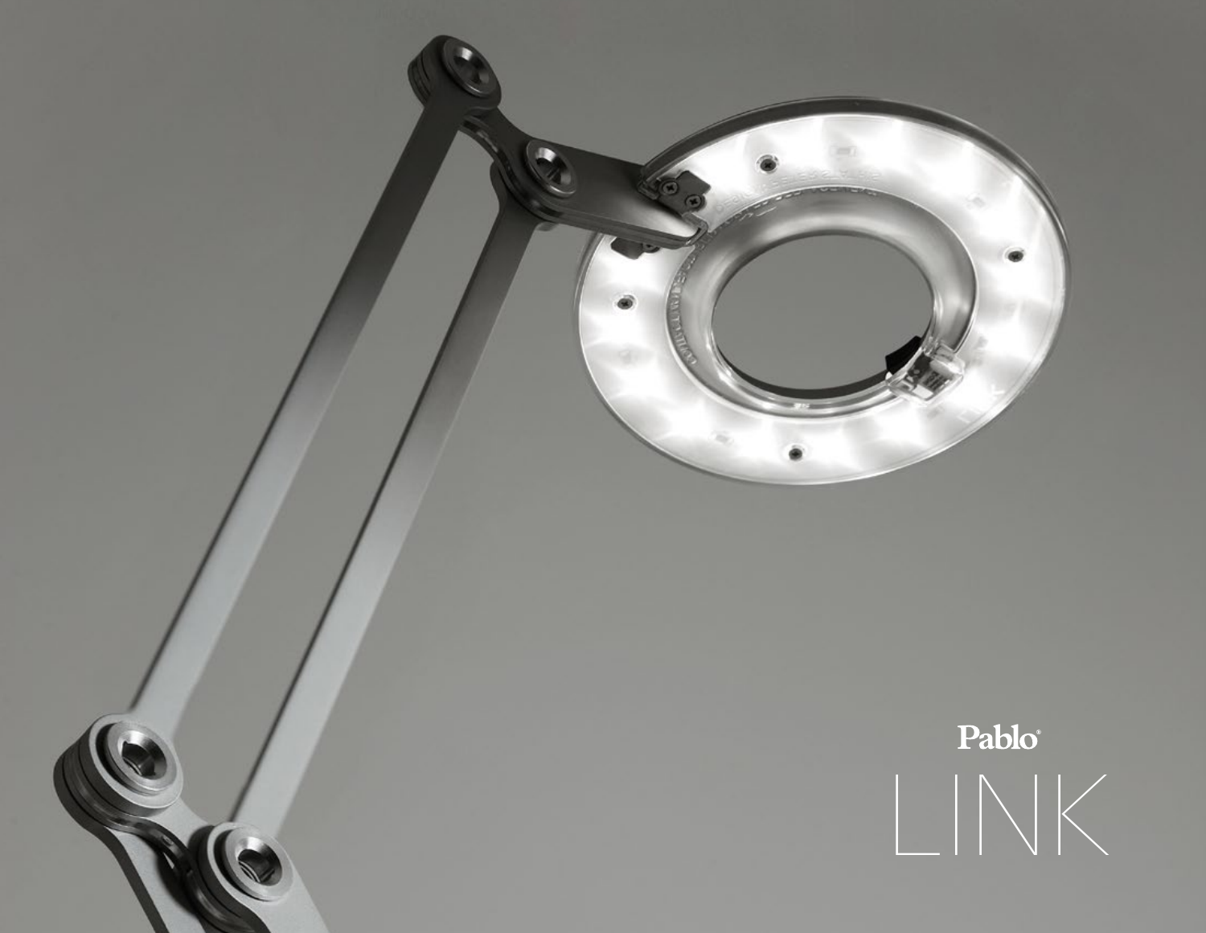Pablo®

# LINK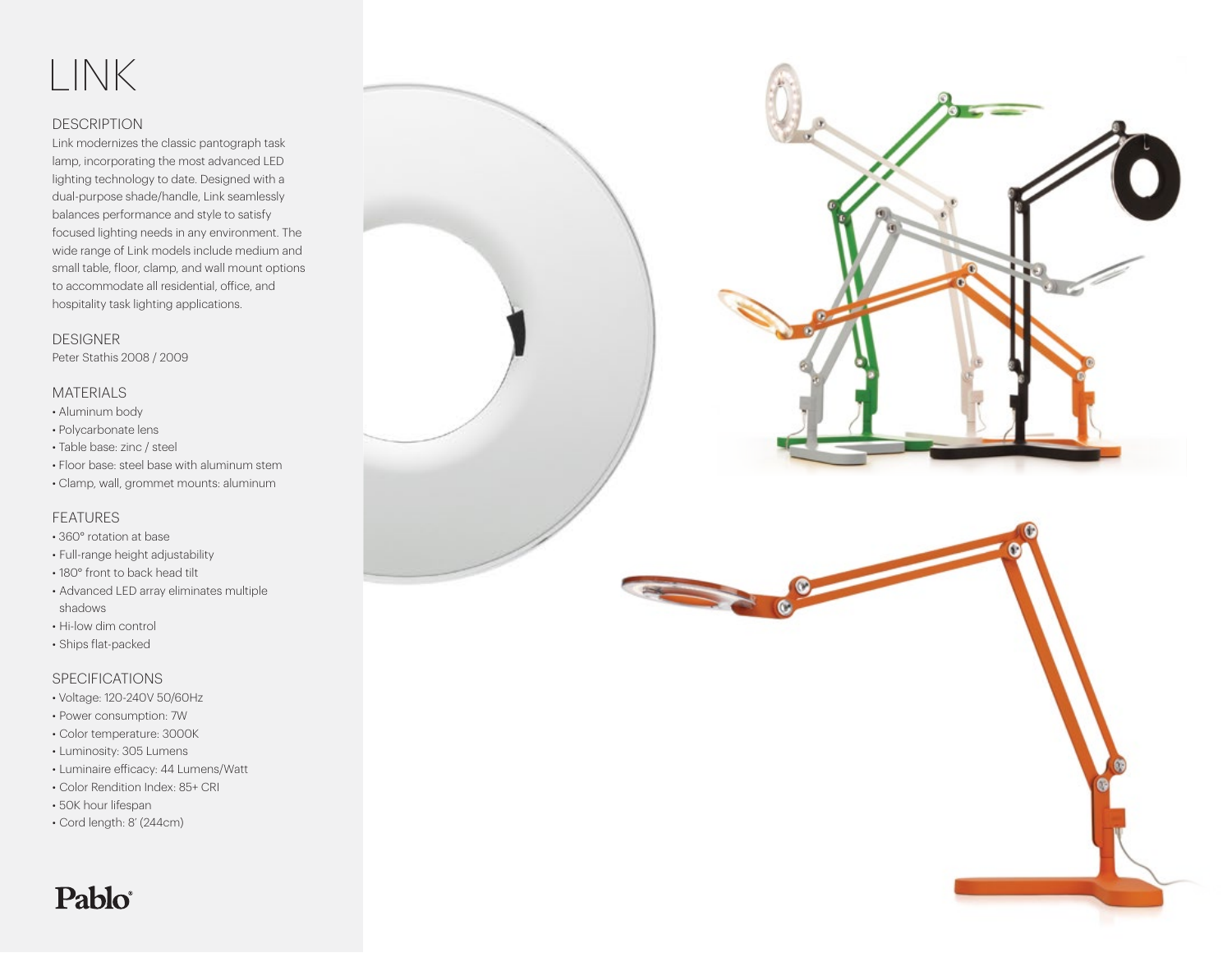# LINK

## DESCRIPTION

Link modernizes the classic pantograph task lamp, incorporating the most advanced LED lighting technology to date. Designed with a dual-purpose shade/handle, Link seamlessly balances performance and style to satisfy focused lighting needs in any environment. The wide range of Link models include medium and small table, floor, clamp, and wall mount options to accommodate all residential, office, and hospitality task lighting applications.

## DESIGNER

Peter Stathis 2008 / 2009

## MATERIALS

- Aluminum body
- Polycarbonate lens
- Table base: zinc / steel
- Floor base: steel base with aluminum stem
- Clamp, wall, grommet mounts: aluminum

## FEATURES

- 360° rotation at base
- Full-range height adjustability
- 180° front to back head tilt
- Advanced LED array eliminates multiple shadows
- Hi-low dim control
- Ships flat-packed

## SPECIFICATIONS

- Voltage: 120-240V 50/60Hz
- Power consumption: 7W
- Color temperature: 3000K
- Luminosity: 305 Lumens
- Luminaire efficacy: 44 Lumens/Watt
- Color Rendition Index: 85+ CRI
- 50K hour lifespan
- Cord length: 8' (244cm)

Pablo®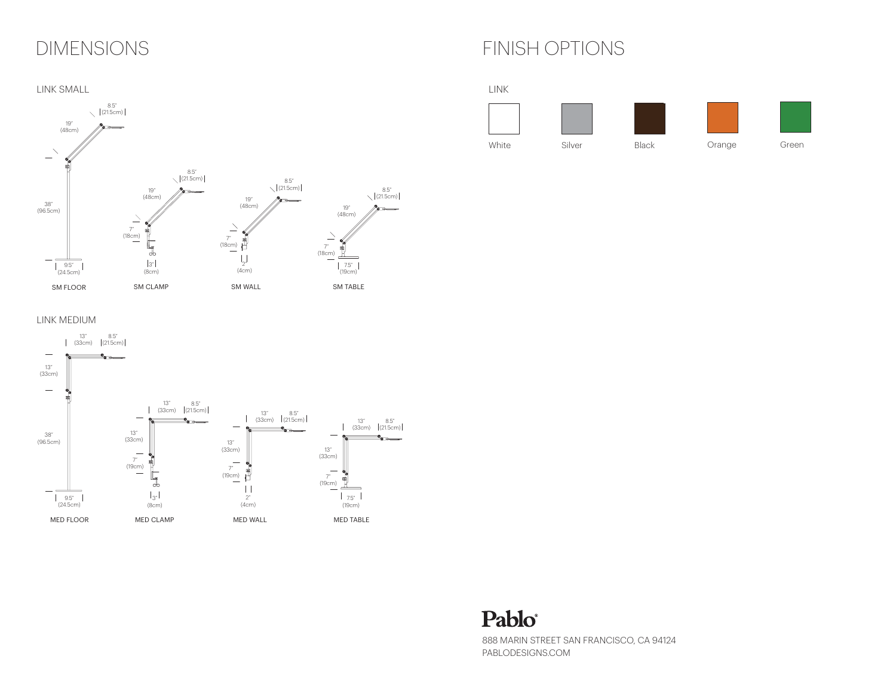# DIMENSIONS

## LINK SMALL

8.5"
(21.5cm)
19"
(48cm)
38"
(96.5cm)
9.5"
(24.5cm)

SM FLOOR

8.5"
(21.5cm)
19"
(48cm)
7"
(18cm)
3"
(8cm)

SM CLAMP

8.5"
(21.5cm)
19"
(48cm)
7"
(18cm)
2"
(4cm)

SM WALL

8.5"
(21.5cm)
19"
(48cm)
7"
(18cm)
7.5"
(19cm)

SM TABLE

## LINK MEDIUM

13"
(33cm)
8.5"
(21.5cm)
13"
(33cm)
38"
(96.5cm)
9.5"
(24.5cm)

MED FLOOR

13"
(33cm)
8.5"
(21.5cm)
13"
(33cm)
7"
(19cm)
3"
(8cm)

MED CLAMP

13"
(33cm)
8.5"
(21.5cm)
13"
(33cm)
7"
(19cm)
2"
(4cm)

MED WALL

13"
(33cm)
8.5"
(21.5cm)
13"
(33cm)
7"
(19cm)
7.5"
(19cm)

MED TABLE

# FINISH OPTIONS

## LINK

White

Silver

Black

Orange

Green

**Pablo**®

888 MARIN STREET SAN FRANCISCO, CA 94124
PABLODESIGNS.COM